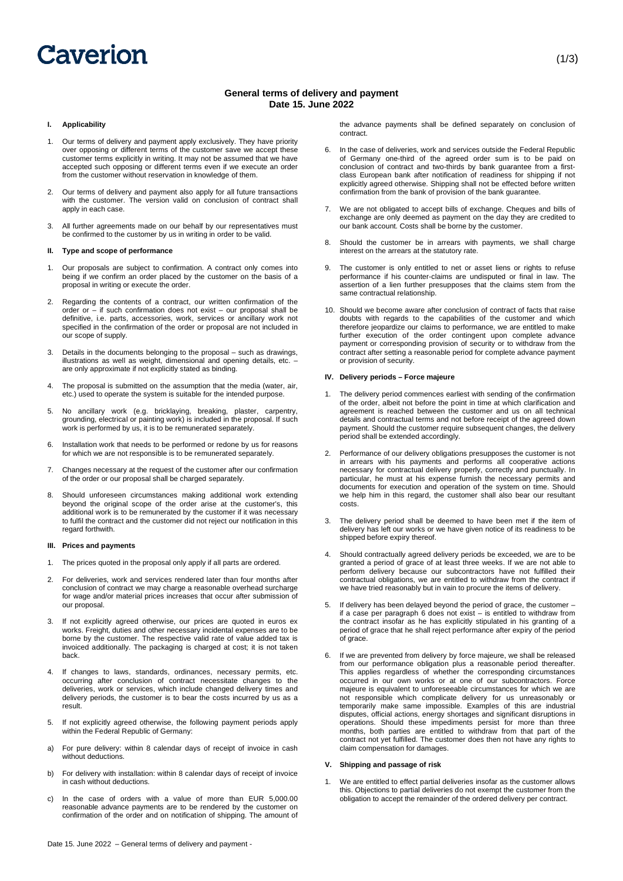# Caverion

## General terms of delivery and payment
## Date 15. June 2022

### I. Applicability

1. Our terms of delivery and payment apply exclusively. They have priority over opposing or different terms of the customer save we accept these customer terms explicitly in writing. It may not be assumed that we have accepted such opposing or different terms even if we execute an order from the customer without reservation in knowledge of them.

2. Our terms of delivery and payment also apply for all future transactions with the customer. The version valid on conclusion of contract shall apply in each case.

3. All further agreements made on our behalf by our representatives must be confirmed to the customer by us in writing in order to be valid.

### II. Type and scope of performance

1. Our proposals are subject to confirmation. A contract only comes into being if we confirm an order placed by the customer on the basis of a proposal in writing or execute the order.

2. Regarding the contents of a contract, our written confirmation of the order or – if such confirmation does not exist – our proposal shall be definitive, i.e. parts, accessories, work, services or ancillary work not specified in the confirmation of the order or proposal are not included in our scope of supply.

3. Details in the documents belonging to the proposal – such as drawings, illustrations as well as weight, dimensional and opening details, etc. – are only approximate if not explicitly stated as binding.

4. The proposal is submitted on the assumption that the media (water, air, etc.) used to operate the system is suitable for the intended purpose.

5. No ancillary work (e.g. bricklaying, breaking, plaster, carpentry, grounding, electrical or painting work) is included in the proposal. If such work is performed by us, it is to be remunerated separately.

6. Installation work that needs to be performed or redone by us for reasons for which we are not responsible is to be remunerated separately.

7. Changes necessary at the request of the customer after our confirmation of the order or our proposal shall be charged separately.

8. Should unforeseen circumstances making additional work extending beyond the original scope of the order arise at the customer's, this additional work is to be remunerated by the customer if it was necessary to fulfil the contract and the customer did not reject our notification in this regard forthwith.

### III. Prices and payments

1. The prices quoted in the proposal only apply if all parts are ordered.

2. For deliveries, work and services rendered later than four months after conclusion of contract we may charge a reasonable overhead surcharge for wage and/or material prices increases that occur after submission of our proposal.

3. If not explicitly agreed otherwise, our prices are quoted in euros ex works. Freight, duties and other necessary incidental expenses are to be borne by the customer. The respective valid rate of value added tax is invoiced additionally. The packaging is charged at cost; it is not taken back.

4. If changes to laws, standards, ordinances, necessary permits, etc. occurring after conclusion of contract necessitate changes to the deliveries, work or services, which include changed delivery times and delivery periods, the customer is to bear the costs incurred by us as a result.

5. If not explicitly agreed otherwise, the following payment periods apply within the Federal Republic of Germany:

a) For pure delivery: within 8 calendar days of receipt of invoice in cash without deductions.

b) For delivery with installation: within 8 calendar days of receipt of invoice in cash without deductions.

c) In the case of orders with a value of more than EUR 5,000.00 reasonable advance payments are to be rendered by the customer on confirmation of the order and on notification of shipping. The amount of the advance payments shall be defined separately on conclusion of contract.

6. In the case of deliveries, work and services outside the Federal Republic of Germany one-third of the agreed order sum is to be paid on conclusion of contract and two-thirds by bank guarantee from a first-class European bank after notification of readiness for shipping if not explicitly agreed otherwise. Shipping shall not be effected before written confirmation from the bank of provision of the bank guarantee.

7. We are not obligated to accept bills of exchange. Cheques and bills of exchange are only deemed as payment on the day they are credited to our bank account. Costs shall be borne by the customer.

8. Should the customer be in arrears with payments, we shall charge interest on the arrears at the statutory rate.

9. The customer is only entitled to net or asset liens or rights to refuse performance if his counter-claims are undisputed or final in law. The assertion of a lien further presupposes that the claims stem from the same contractual relationship.

10. Should we become aware after conclusion of contract of facts that raise doubts with regards to the capabilities of the customer and which therefore jeopardize our claims to performance, we are entitled to make further execution of the order contingent upon complete advance payment or corresponding provision of security or to withdraw from the contract after setting a reasonable period for complete advance payment or provision of security.

### IV. Delivery periods – Force majeure

1. The delivery period commences earliest with sending of the confirmation of the order, albeit not before the point in time at which clarification and agreement is reached between the customer and us on all technical details and contractual terms and not before receipt of the agreed down payment. Should the customer require subsequent changes, the delivery period shall be extended accordingly.

2. Performance of our delivery obligations presupposes the customer is not in arrears with his payments and performs all cooperative actions necessary for contractual delivery properly, correctly and punctually. In particular, he must at his expense furnish the necessary permits and documents for execution and operation of the system on time. Should we help him in this regard, the customer shall also bear our resultant costs.

3. The delivery period shall be deemed to have been met if the item of delivery has left our works or we have given notice of its readiness to be shipped before expiry thereof.

4. Should contractually agreed delivery periods be exceeded, we are to be granted a period of grace of at least three weeks. If we are not able to perform delivery because our subcontractors have not fulfilled their contractual obligations, we are entitled to withdraw from the contract if we have tried reasonably but in vain to procure the items of delivery.

5. If delivery has been delayed beyond the period of grace, the customer – if a case per paragraph 6 does not exist – is entitled to withdraw from the contract insofar as he has explicitly stipulated in his granting of a period of grace that he shall reject performance after expiry of the period of grace.

6. If we are prevented from delivery by force majeure, we shall be released from our performance obligation plus a reasonable period thereafter. This applies regardless of whether the corresponding circumstances occurred in our own works or at one of our subcontractors. Force majeure is equivalent to unforeseeable circumstances for which we are not responsible which complicate delivery for us unreasonably or temporarily make same impossible. Examples of this are industrial disputes, official actions, energy shortages and significant disruptions in operations. Should these impediments persist for more than three months, both parties are entitled to withdraw from that part of the contract not yet fulfilled. The customer does then not have any rights to claim compensation for damages.

### V. Shipping and passage of risk

1. We are entitled to effect partial deliveries insofar as the customer allows this. Objections to partial deliveries do not exempt the customer from the obligation to accept the remainder of the ordered delivery per contract.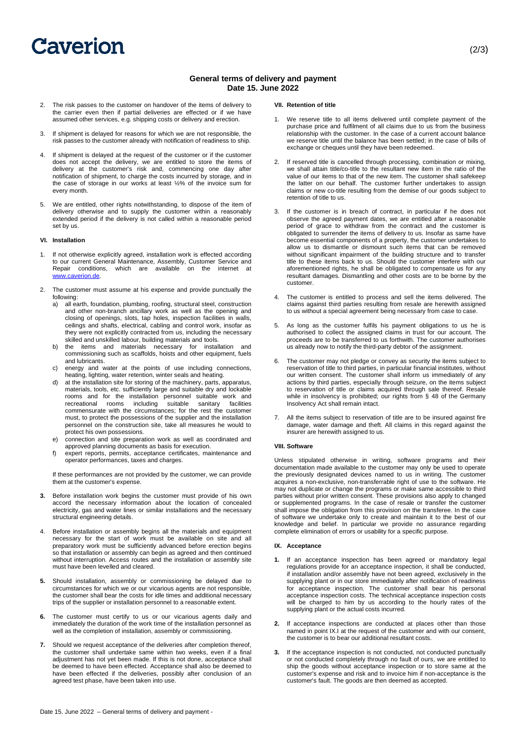# General terms of delivery and payment
**Date 15. June 2022**

2. The risk passes to the customer on handover of the items of delivery to the carrier even then if partial deliveries are effected or if we have assumed other services, e.g. shipping costs or delivery and erection.

3. If shipment is delayed for reasons for which we are not responsible, the risk passes to the customer already with notification of readiness to ship.

4. If shipment is delayed at the request of the customer or if the customer does not accept the delivery, we are entitled to store the items of delivery at the customer's risk and, commencing one day after notification of shipment, to charge the costs incurred by storage, and in the case of storage in our works at least ½% of the invoice sum for every month.

5. We are entitled, other rights notwithstanding, to dispose of the item of delivery otherwise and to supply the customer within a reasonably extended period if the delivery is not called within a reasonable period set by us.

## VI. Installation

1. If not otherwise explicitly agreed, installation work is effected according to our current General Maintenance, Assembly, Customer Service and Repair conditions, which are available on the internet at www.caverion.de.

2. The customer must assume at his expense and provide punctually the following:
   a) all earth, foundation, plumbing, roofing, structural steel, construction and other non-branch ancillary work as well as the opening and closing of openings, slots, tap holes, inspection facilities in walls, ceilings and shafts, electrical, cabling and control work, insofar as they were not explicitly contracted from us, including the necessary skilled and unskilled labour, building materials and tools.
   b) the items and materials necessary for installation and commissioning such as scaffolds, hoists and other equipment, fuels and lubricants.
   c) energy and water at the points of use including connections, heating, lighting, water retention, winter seals and heating.
   d) at the installation site for storing of the machinery, parts, apparatus, materials, tools, etc. sufficiently large and suitable dry and lockable rooms and for the installation personnel suitable work and recreational rooms including suitable sanitary facilities commensurate with the circumstances; for the rest the customer must, to protect the possessions of the supplier and the installation personnel on the construction site, take all measures he would to protect his own possessions.
   e) connection and site preparation work as well as coordinated and approved planning documents as basis for execution.
   f) expert reports, permits, acceptance certificates, maintenance and operator performances, taxes and charges.

   If these performances are not provided by the customer, we can provide them at the customer's expense.

**3.** Before installation work begins the customer must provide of his own accord the necessary information about the location of concealed electricity, gas and water lines or similar installations and the necessary structural engineering details.

4. Before installation or assembly begins all the materials and equipment necessary for the start of work must be available on site and all preparatory work must be sufficiently advanced before erection begins so that installation or assembly can begin as agreed and then continued without interruption. Access routes and the installation or assembly site must have been levelled and cleared.

**5.** Should installation, assembly or commissioning be delayed due to circumstances for which we or our vicarious agents are not responsible, the customer shall bear the costs for idle times and additional necessary trips of the supplier or installation personnel to a reasonable extent.

**6.** The customer must certify to us or our vicarious agents daily and immediately the duration of the work time of the installation personnel as well as the completion of installation, assembly or commissioning.

**7.** Should we request acceptance of the deliveries after completion thereof, the customer shall undertake same within two weeks, even if a final adjustment has not yet been made. If this is not done, acceptance shall be deemed to have been effected. Acceptance shall also be deemed to have been effected if the deliveries, possibly after conclusion of an agreed test phase, have been taken into use.

## VII. Retention of title

1. We reserve title to all items delivered until complete payment of the purchase price and fulfilment of all claims due to us from the business relationship with the customer. In the case of a current account balance we reserve title until the balance has been settled; in the case of bills of exchange or cheques until they have been redeemed.

2. If reserved title is cancelled through processing, combination or mixing, we shall attain title/co-title to the resultant new item in the ratio of the value of our items to that of the new item. The customer shall safekeep the latter on our behalf. The customer further undertakes to assign claims or new co-title resulting from the demise of our goods subject to retention of title to us.

3. If the customer is in breach of contract, in particular if he does not observe the agreed payment dates, we are entitled after a reasonable period of grace to withdraw from the contract and the customer is obligated to surrender the items of delivery to us. Insofar as same have become essential components of a property, the customer undertakes to allow us to dismantle or dismount such items that can be removed without significant impairment of the building structure and to transfer title to these items back to us. Should the customer interfere with our aforementioned rights, he shall be obligated to compensate us for any resultant damages. Dismantling and other costs are to be borne by the customer.

4. The customer is entitled to process and sell the items delivered. The claims against third parties resulting from resale are herewith assigned to us without a special agreement being necessary from case to case.

5. As long as the customer fulfils his payment obligations to us he is authorised to collect the assigned claims in trust for our account. The proceeds are to be transferred to us forthwith. The customer authorises us already now to notify the third-party debtor of the assignment.

6. The customer may not pledge or convey as security the items subject to reservation of title to third parties, in particular financial institutes, without our written consent. The customer shall inform us immediately of any actions by third parties, especially through seizure, on the items subject to reservation of title or claims acquired through sale thereof. Resale while in insolvency is prohibited; our rights from § 48 of the Germany Insolvency Act shall remain intact.

7. All the items subject to reservation of title are to be insured against fire damage, water damage and theft. All claims in this regard against the insurer are herewith assigned to us.

## VIII. Software

Unless stipulated otherwise in writing, software programs and their documentation made available to the customer may only be used to operate the previously designated devices named to us in writing. The customer acquires a non-exclusive, non-transferrable right of use to the software. He may not duplicate or change the programs or make same accessible to third parties without prior written consent. These provisions also apply to changed or supplemented programs. In the case of resale or transfer the customer shall impose the obligation from this provision on the transferee. In the case of software we undertake only to create and maintain it to the best of our knowledge and belief. In particular we provide no assurance regarding complete elimination of errors or usability for a specific purpose.

## IX. Acceptance

**1.** If an acceptance inspection has been agreed or mandatory legal regulations provide for an acceptance inspection, it shall be conducted, if installation and/or assembly have not been agreed, exclusively in the supplying plant or in our store immediately after notification of readiness for acceptance inspection. The customer shall bear his personal acceptance inspection costs. The technical acceptance inspection costs will be charged to him by us according to the hourly rates of the supplying plant or the actual costs incurred.

**2.** If acceptance inspections are conducted at places other than those named in point IX.I at the request of the customer and with our consent, the customer is to bear our additional resultant costs.

**3.** If the acceptance inspection is not conducted, not conducted punctually or not conducted completely through no fault of ours, we are entitled to ship the goods without acceptance inspection or to store same at the customer's expense and risk and to invoice him if non-acceptance is the customer's fault. The goods are then deemed as accepted.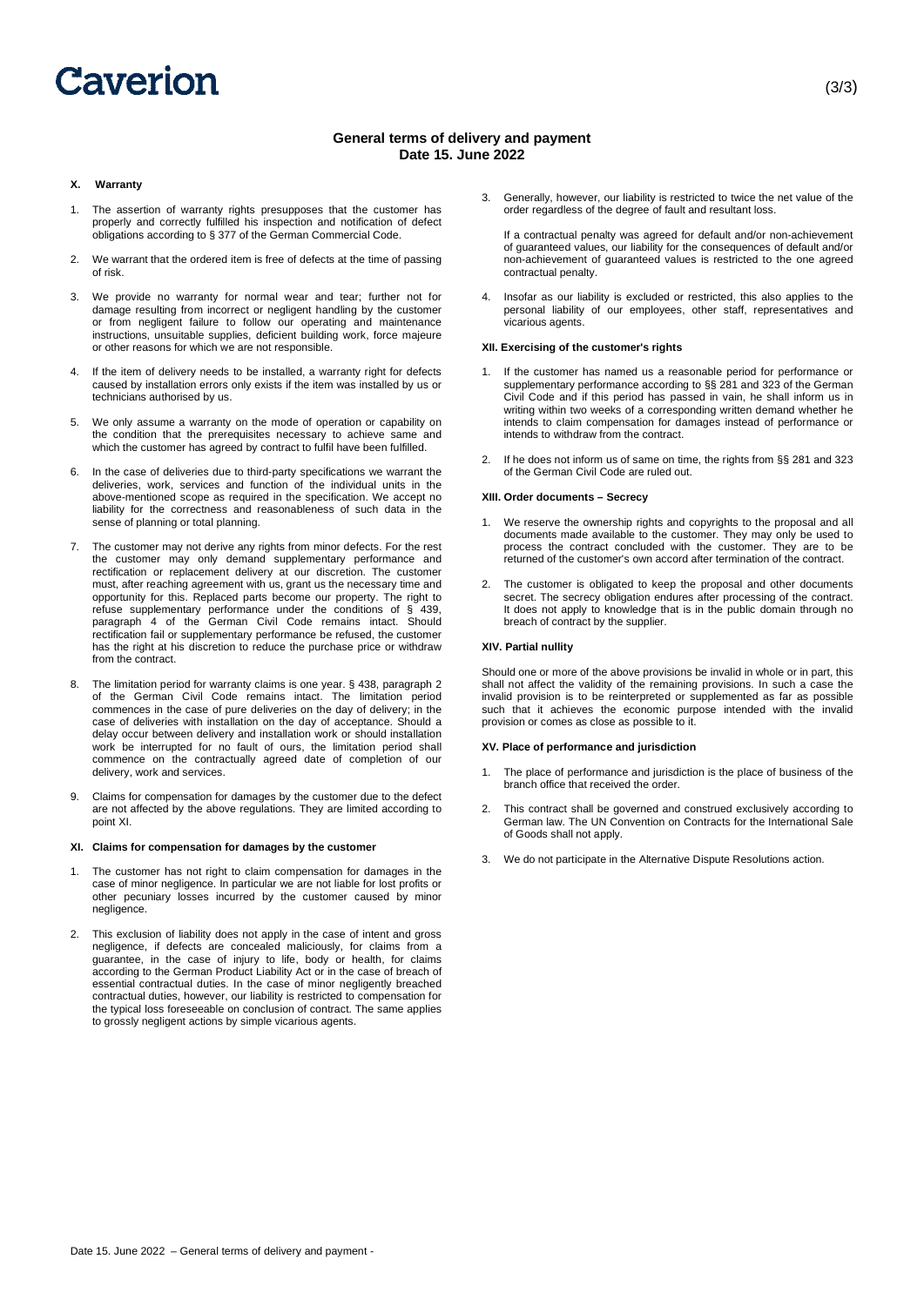# General terms of delivery and payment
**Date 15. June 2022**

### X. Warranty

1. The assertion of warranty rights presupposes that the customer has properly and correctly fulfilled his inspection and notification of defect obligations according to § 377 of the German Commercial Code.

2. We warrant that the ordered item is free of defects at the time of passing of risk.

3. We provide no warranty for normal wear and tear; further not for damage resulting from incorrect or negligent handling by the customer or from negligent failure to follow our operating and maintenance instructions, unsuitable supplies, deficient building work, force majeure or other reasons for which we are not responsible.

4. If the item of delivery needs to be installed, a warranty right for defects caused by installation errors only exists if the item was installed by us or technicians authorised by us.

5. We only assume a warranty on the mode of operation or capability on the condition that the prerequisites necessary to achieve same and which the customer has agreed by contract to fulfil have been fulfilled.

6. In the case of deliveries due to third-party specifications we warrant the deliveries, work, services and function of the individual units in the above-mentioned scope as required in the specification. We accept no liability for the correctness and reasonableness of such data in the sense of planning or total planning.

7. The customer may not derive any rights from minor defects. For the rest the customer may only demand supplementary performance and rectification or replacement delivery at our discretion. The customer must, after reaching agreement with us, grant us the necessary time and opportunity for this. Replaced parts become our property. The right to refuse supplementary performance under the conditions of § 439, paragraph 4 of the German Civil Code remains intact. Should rectification fail or supplementary performance be refused, the customer has the right at his discretion to reduce the purchase price or withdraw from the contract.

8. The limitation period for warranty claims is one year. § 438, paragraph 2 of the German Civil Code remains intact. The limitation period commences in the case of pure deliveries on the day of delivery; in the case of deliveries with installation on the day of acceptance. Should a delay occur between delivery and installation work or should installation work be interrupted for no fault of ours, the limitation period shall commence on the contractually agreed date of completion of our delivery, work and services.

9. Claims for compensation for damages by the customer due to the defect are not affected by the above regulations. They are limited according to point XI.

### XI. Claims for compensation for damages by the customer

1. The customer has not right to claim compensation for damages in the case of minor negligence. In particular we are not liable for lost profits or other pecuniary losses incurred by the customer caused by minor negligence.

2. This exclusion of liability does not apply in the case of intent and gross negligence, if defects are concealed maliciously, for claims from a guarantee, in the case of injury to life, body or health, for claims according to the German Product Liability Act or in the case of breach of essential contractual duties. In the case of minor negligently breached contractual duties, however, our liability is restricted to compensation for the typical loss foreseeable on conclusion of contract. The same applies to grossly negligent actions by simple vicarious agents.

3. Generally, however, our liability is restricted to twice the net value of the order regardless of the degree of fault and resultant loss.

   If a contractual penalty was agreed for default and/or non-achievement of guaranteed values, our liability for the consequences of default and/or non-achievement of guaranteed values is restricted to the one agreed contractual penalty.

4. Insofar as our liability is excluded or restricted, this also applies to the personal liability of our employees, other staff, representatives and vicarious agents.

### XII. Exercising of the customer's rights

1. If the customer has named us a reasonable period for performance or supplementary performance according to §§ 281 and 323 of the German Civil Code and if this period has passed in vain, he shall inform us in writing within two weeks of a corresponding written demand whether he intends to claim compensation for damages instead of performance or intends to withdraw from the contract.

2. If he does not inform us of same on time, the rights from §§ 281 and 323 of the German Civil Code are ruled out.

### XIII. Order documents – Secrecy

1. We reserve the ownership rights and copyrights to the proposal and all documents made available to the customer. They may only be used to process the contract concluded with the customer. They are to be returned of the customer's own accord after termination of the contract.

2. The customer is obligated to keep the proposal and other documents secret. The secrecy obligation endures after processing of the contract. It does not apply to knowledge that is in the public domain through no breach of contract by the supplier.

### XIV. Partial nullity

Should one or more of the above provisions be invalid in whole or in part, this shall not affect the validity of the remaining provisions. In such a case the invalid provision is to be reinterpreted or supplemented as far as possible such that it achieves the economic purpose intended with the invalid provision or comes as close as possible to it.

### XV. Place of performance and jurisdiction

1. The place of performance and jurisdiction is the place of business of the branch office that received the order.

2. This contract shall be governed and construed exclusively according to German law. The UN Convention on Contracts for the International Sale of Goods shall not apply.

3. We do not participate in the Alternative Dispute Resolutions action.